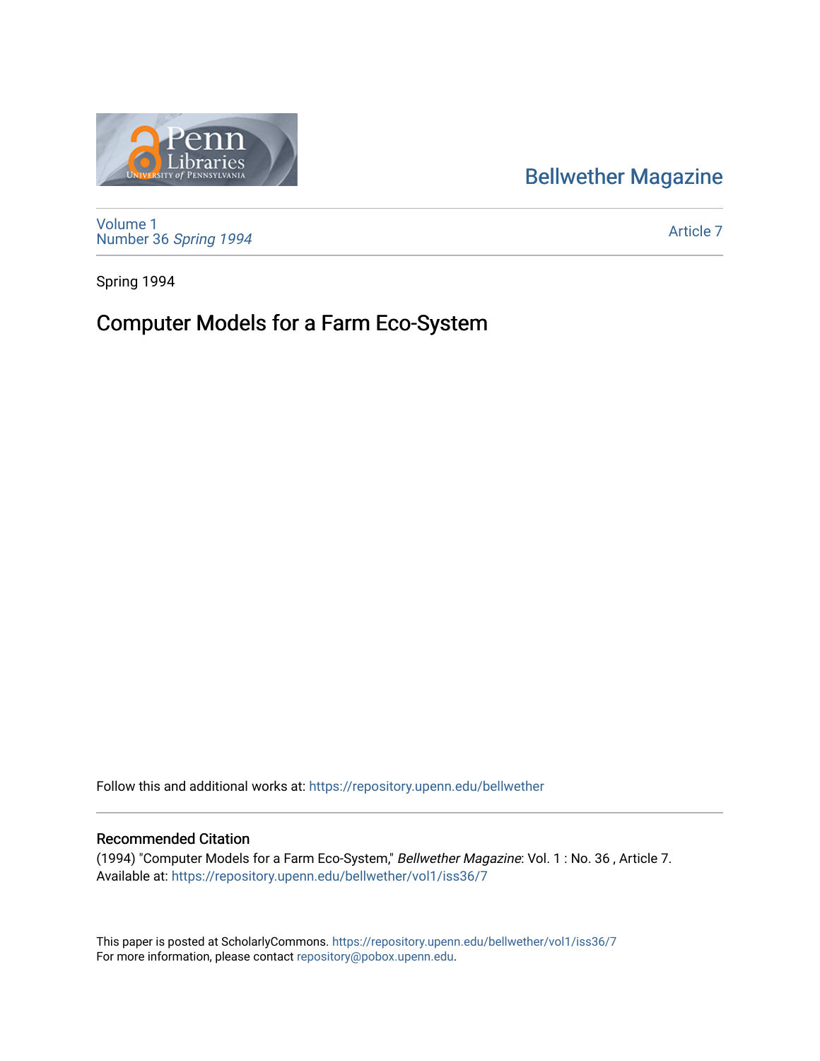Bellwether Magazine

Volume 1
Number 36 *Spring 1994*

Article 7

Spring 1994

# Computer Models for a Farm Eco-System

Follow this and additional works at: https://repository.upenn.edu/bellwether

## Recommended Citation

(1994) "Computer Models for a Farm Eco-System," *Bellwether Magazine*: Vol. 1 : No. 36 , Article 7.
Available at: https://repository.upenn.edu/bellwether/vol1/iss36/7

This paper is posted at ScholarlyCommons. https://repository.upenn.edu/bellwether/vol1/iss36/7
For more information, please contact repository@pobox.upenn.edu.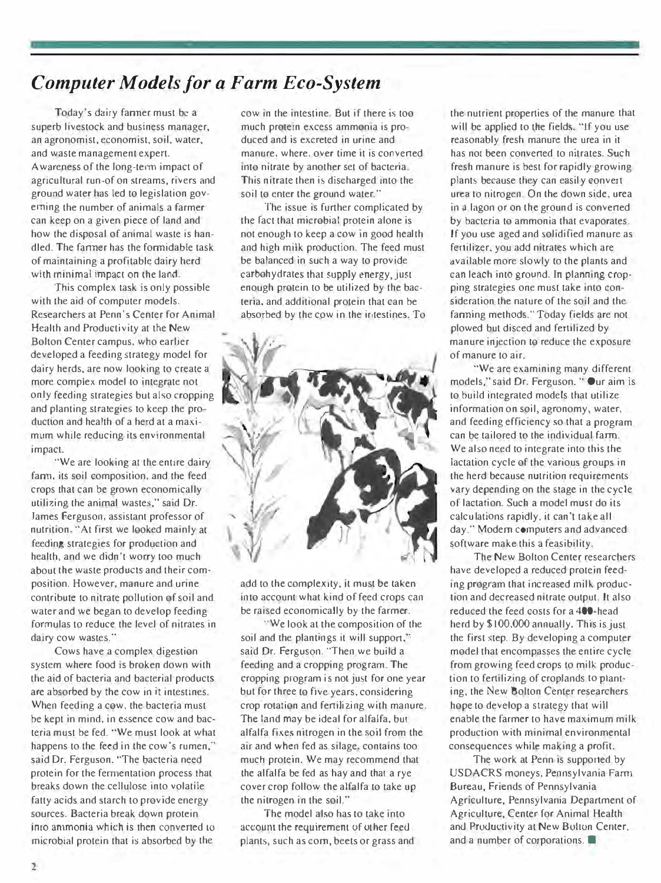## *Computer Models for a Farm Eco-System*

Today's dairy farmer must be a superb livestock and business manager, an agronomist, economist, soil, water, and waste management expert. Awareness of the long-term impact of agricultural run-of on streams, rivers and ground water has led to legislation governing the number of animals a farmer can keep on a given piece of land and how the disposal of animal waste is handled. The farmer has the formidable task of maintaining a profitable dairy herd with minimal impact on the land.

This complex task is only possible with the aid of computer models. Researchers at Penn's Center for Animal Health and Productivity at the New Bolton Center campus, who earlier developed a feeding strategy model for dairy herds, are now looking to create a more complex model to integrate not only feeding strategies but also cropping and planting strategies to keep the production and health of a herd at a maximum while reducing its environmental impact.

"We are looking at the entire dairy farm, its soil composition, and the feed crops that can be grown economically utilizing the animal wastes," said Dr. James Ferguson, assistant professor of nutrition. "At first we looked mainly at feeding strategies for production and health, and we didn't worry too much about the waste products and their composition. However, manure and urine contribute to nitrate pollution of soil and water and we began to develop feeding formulas to reduce the level of nitrates in dairy cow wastes."

Cows have a complex digestion system where food is broken down with the aid of bacteria and bacterial products are absorbed by the cow in it intestines. When feeding a cow, the bacteria must be kept in mind, in essence cow and bacteria must be fed. "We must look at what happens to the feed in the cow's rumen," said Dr. Ferguson. "The bacteria need protein for the fermentation process that breaks down the cellulose into volatile fatty acids and starch to provide energy sources. Bacteria break down protein into ammonia which is then converted to microbial protein that is absorbed by the cow in the intestine. But if there is too much protein excess ammonia is produced and is excreted in urine and manure, where, over time it is converted into nitrate by another set of bacteria. This nitrate then is discharged into the soil to enter the ground water."

The issue is further complicated by the fact that microbial protein alone is not enough to keep a cow in good health and high milk production. The feed must be balanced in such a way to provide carbohydrates that supply energy, just enough protein to be utilized by the bacteria, and additional protein that can be absorbed by the cow in the intestines. To add to the complexity, it must be taken into account what kind of feed crops can be raised economically by the farmer.

"We look at the composition of the soil and the plantings it will support," said Dr. Ferguson. "Then we build a feeding and a cropping program. The cropping program is not just for one year but for three to five years, considering crop rotation and fertilizing with manure. The land may be ideal for alfalfa, but alfalfa fixes nitrogen in the soil from the air and when fed as silage, contains too much protein. We may recommend that the alfalfa be fed as hay and that a rye cover crop follow the alfalfa to take up the nitrogen in the soil."

The model also has to take into account the requirement of other feed plants, such as corn, beets or grass and the nutrient properties of the manure that will be applied to the fields. "If you use reasonably fresh manure the urea in it has not been converted to nitrates. Such fresh manure is best for rapidly growing plants because they can easily convert urea to nitrogen. On the down side, urea in a lagon or on the ground is converted by bacteria to ammonia that evaporates. If you use aged and solidified manure as fertilizer, you add nitrates which are available more slowly to the plants and can leach into ground. In planning cropping strategies one must take into consideration the nature of the soil and the farming methods." Today fields are not plowed but disced and fertilized by manure injection to reduce the exposure of manure to air.

"We are examining many different models," said Dr. Ferguson. "Our aim is to build integrated models that utilize information on soil, agronomy, water, and feeding efficiency so that a program can be tailored to the individual farm. We also need to integrate into this the lactation cycle of the various groups in the herd because nutrition requirements vary depending on the stage in the cycle of lactation. Such a model must do its calculations rapidly, it can't take all day." Modern computers and advanced software make this a feasibility.

The New Bolton Center researchers have developed a reduced protein feeding program that increased milk production and decreased nitrate output. It also reduced the feed costs for a 400-head herd by $100,000 annually. This is just the first step. By developing a computer model that encompasses the entire cycle from growing feed crops to milk production to fertilizing of croplands to planting, the New Bolton Center researchers hope to develop a strategy that will enable the farmer to have maximum milk production with minimal environmental consequences while making a profit.

The work at Penn is supported by USDACRS moneys, Pennsylvania Farm Bureau, Friends of Pennsylvania Agriculture, Pennsylvania Department of Agriculture, Center for Animal Health and Productivity at New Bolton Center, and a number of corporations. ■